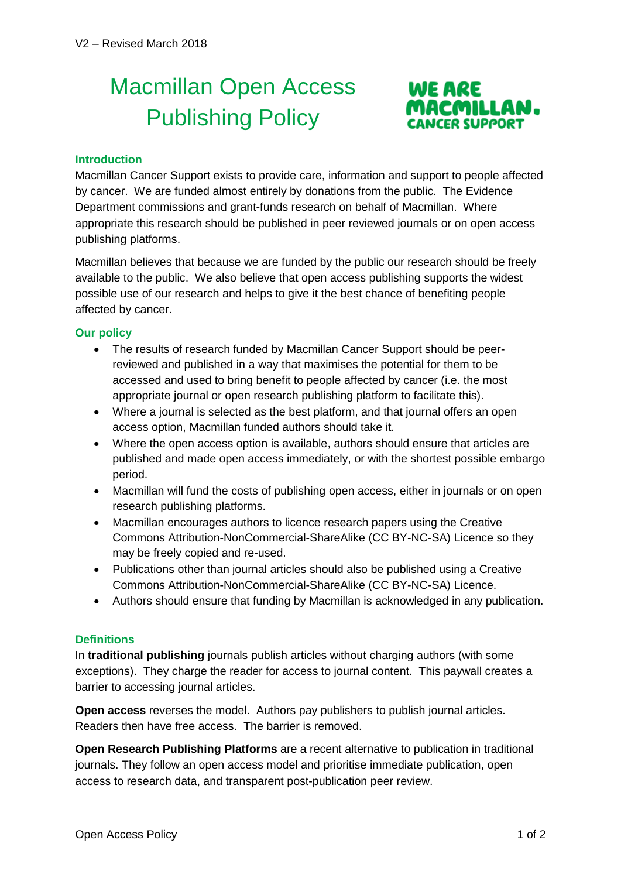V2 – Revised March 2018

# Macmillan Open Access Publishing Policy

WE ARE MACMILLAN. CANCER SUPPORT

## Introduction

Macmillan Cancer Support exists to provide care, information and support to people affected by cancer. We are funded almost entirely by donations from the public. The Evidence Department commissions and grant-funds research on behalf of Macmillan. Where appropriate this research should be published in peer reviewed journals or on open access publishing platforms.

Macmillan believes that because we are funded by the public our research should be freely available to the public. We also believe that open access publishing supports the widest possible use of our research and helps to give it the best chance of benefiting people affected by cancer.

## Our policy

- The results of research funded by Macmillan Cancer Support should be peer-reviewed and published in a way that maximises the potential for them to be accessed and used to bring benefit to people affected by cancer (i.e. the most appropriate journal or open research publishing platform to facilitate this).
- Where a journal is selected as the best platform, and that journal offers an open access option, Macmillan funded authors should take it.
- Where the open access option is available, authors should ensure that articles are published and made open access immediately, or with the shortest possible embargo period.
- Macmillan will fund the costs of publishing open access, either in journals or on open research publishing platforms.
- Macmillan encourages authors to licence research papers using the Creative Commons Attribution-NonCommercial-ShareAlike (CC BY-NC-SA) Licence so they may be freely copied and re-used.
- Publications other than journal articles should also be published using a Creative Commons Attribution-NonCommercial-ShareAlike (CC BY-NC-SA) Licence.
- Authors should ensure that funding by Macmillan is acknowledged in any publication.

## Definitions

In **traditional publishing** journals publish articles without charging authors (with some exceptions). They charge the reader for access to journal content. This paywall creates a barrier to accessing journal articles.

**Open access** reverses the model. Authors pay publishers to publish journal articles. Readers then have free access. The barrier is removed.

**Open Research Publishing Platforms** are a recent alternative to publication in traditional journals. They follow an open access model and prioritise immediate publication, open access to research data, and transparent post-publication peer review.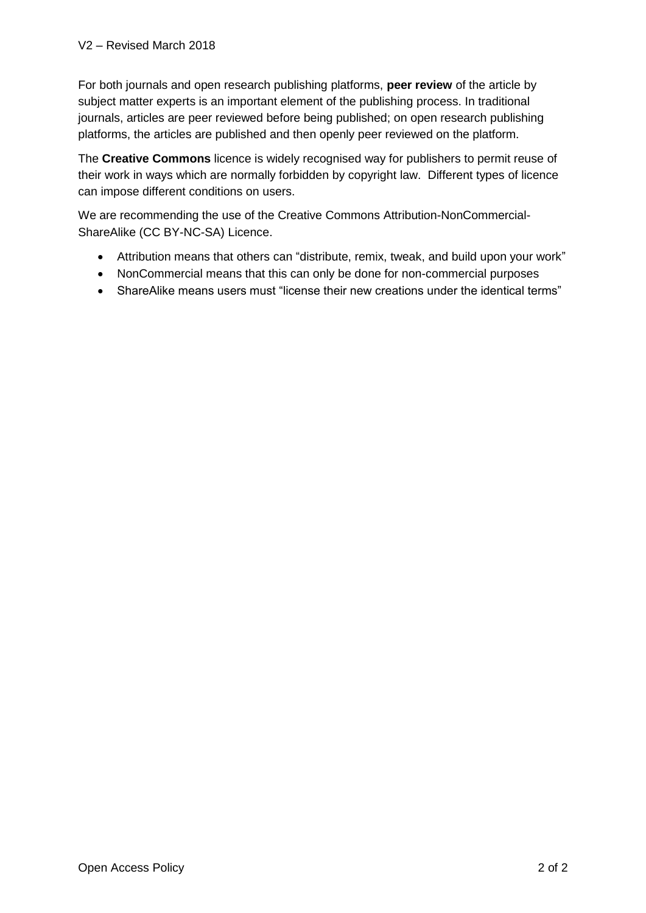For both journals and open research publishing platforms, **peer review** of the article by subject matter experts is an important element of the publishing process. In traditional journals, articles are peer reviewed before being published; on open research publishing platforms, the articles are published and then openly peer reviewed on the platform.

The **Creative Commons** licence is widely recognised way for publishers to permit reuse of their work in ways which are normally forbidden by copyright law. Different types of licence can impose different conditions on users.

We are recommending the use of the Creative Commons Attribution-NonCommercial-ShareAlike (CC BY-NC-SA) Licence.

- Attribution means that others can "distribute, remix, tweak, and build upon your work"
- NonCommercial means that this can only be done for non-commercial purposes
- ShareAlike means users must "license their new creations under the identical terms"